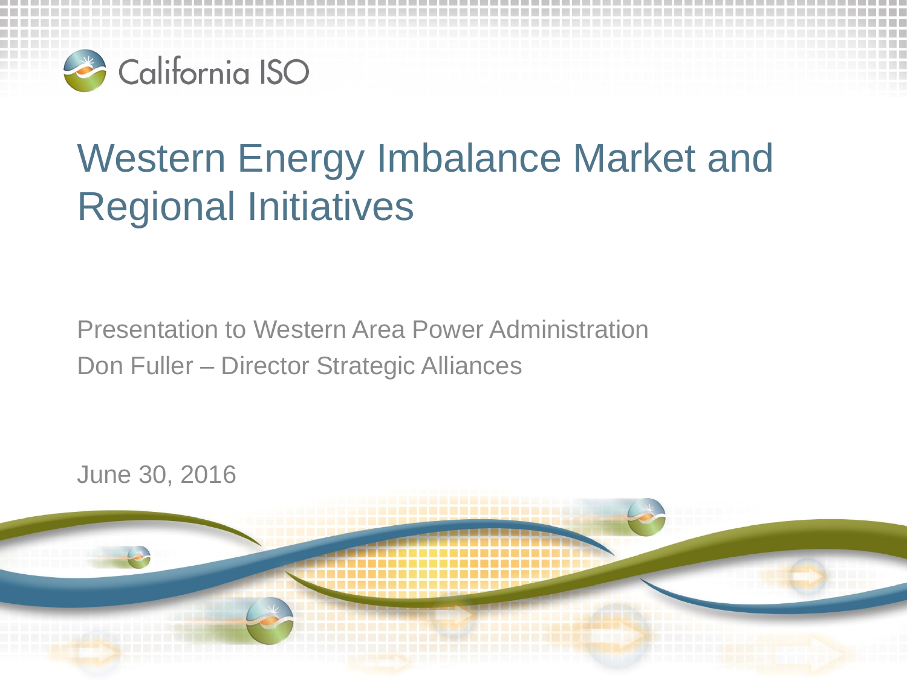California ISO

# Western Energy Imbalance Market and Regional Initiatives

Presentation to Western Area Power Administration

Don Fuller – Director Strategic Alliances

June 30, 2016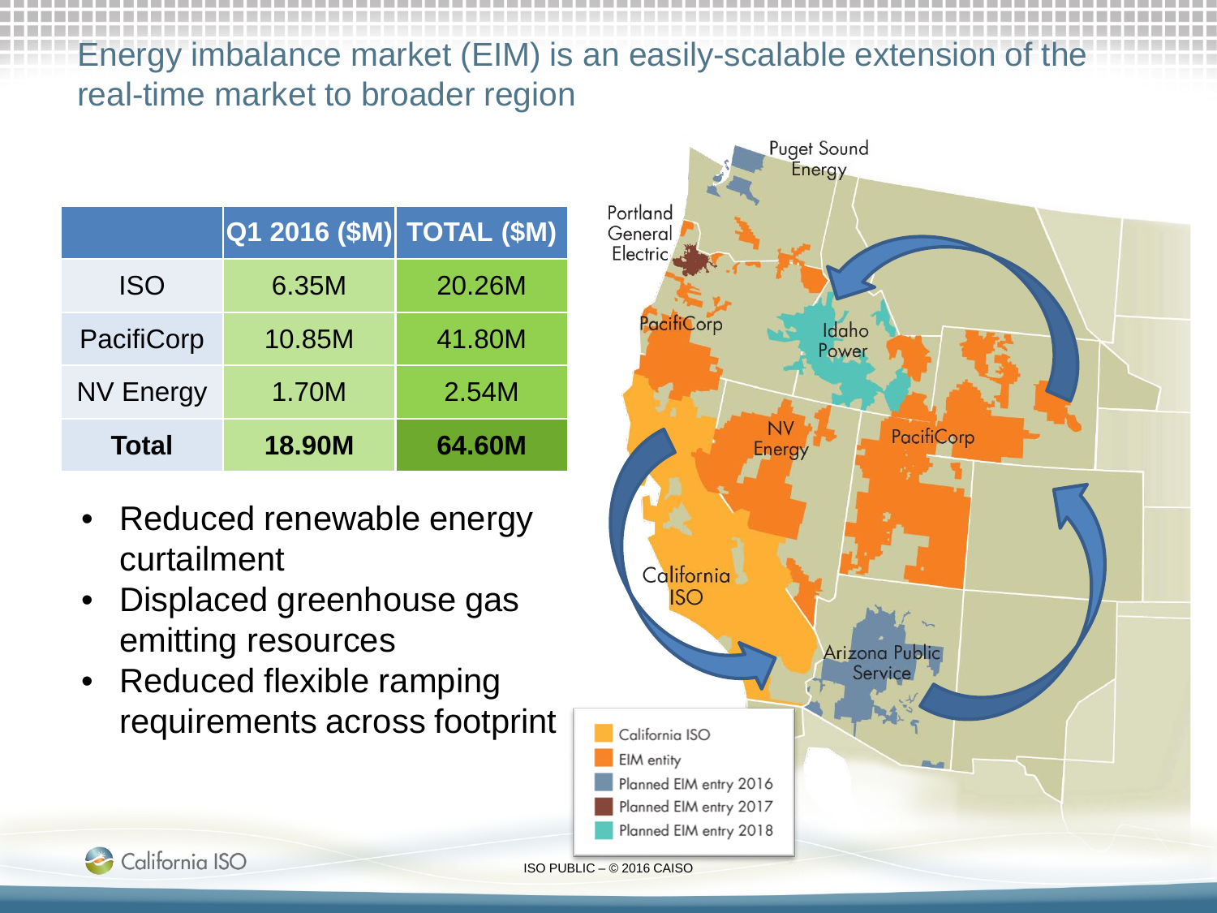# Energy imbalance market (EIM) is an easily-scalable extension of the real-time market to broader region

| | Q1 2016 ($M) | TOTAL ($M) |
|---|---|---|
| ISO | 6.35M | 20.26M |
| PacifiCorp | 10.85M | 41.80M |
| NV Energy | 1.70M | 2.54M |
| **Total** | **18.90M** | **64.60M** |

- Reduced renewable energy curtailment
- Displaced greenhouse gas emitting resources
- Reduced flexible ramping requirements across footprint

Puget Sound Energy
Portland General Electric
PacifiCorp
Idaho Power
NV Energy
PacifiCorp
California ISO
Arizona Public Service

California ISO
EIM entity
Planned EIM entry 2016
Planned EIM entry 2017
Planned EIM entry 2018

ISO PUBLIC – © 2016 CAISO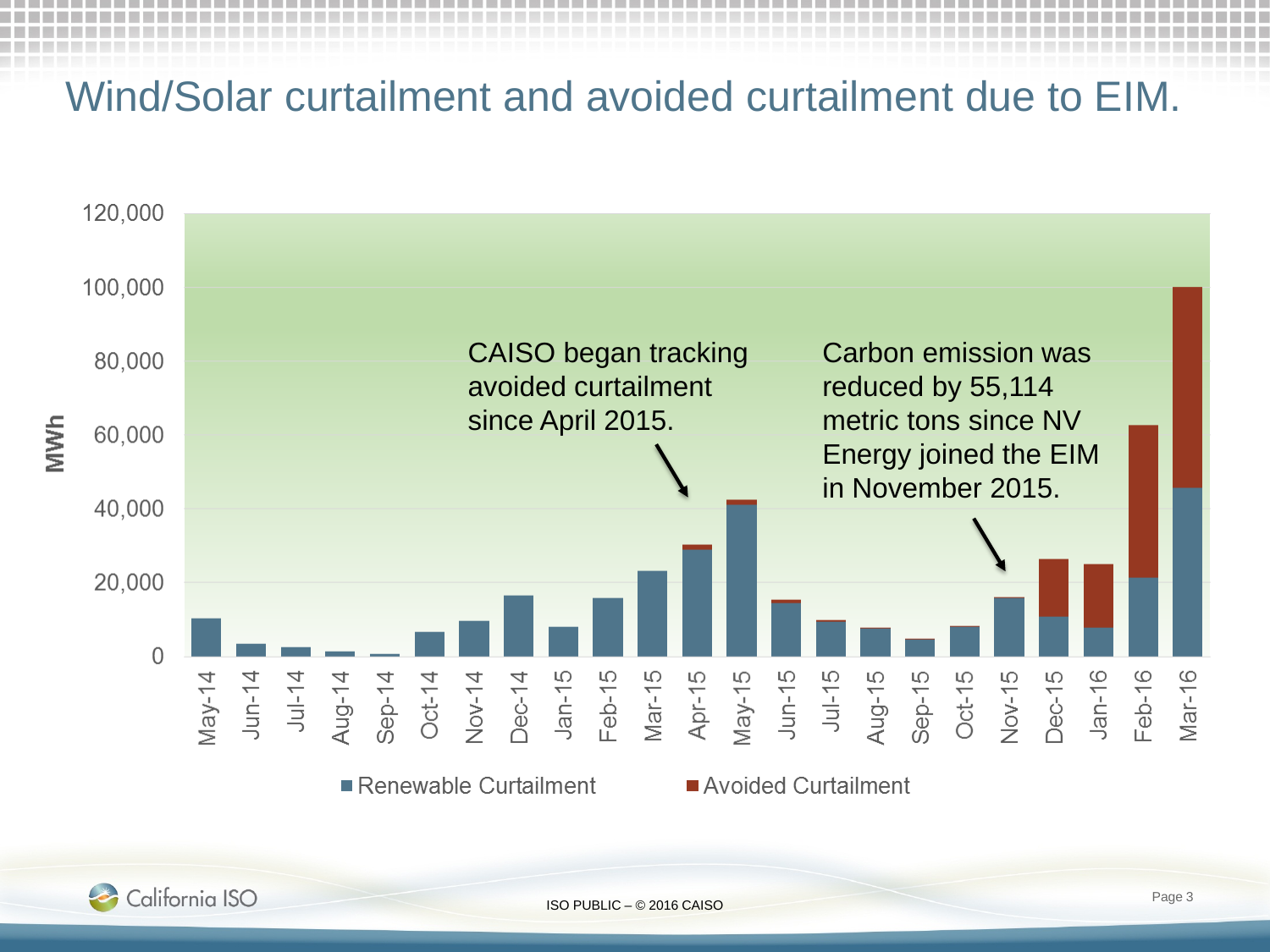# Wind/Solar curtailment and avoided curtailment due to EIM.

CAISO began tracking avoided curtailment since April 2015.

Carbon emission was reduced by 55,114 metric tons since NV Energy joined the EIM in November 2015.

MWh

0, 20,000, 40,000, 60,000, 80,000, 100,000, 120,000

May-14, Jun-14, Jul-14, Aug-14, Sep-14, Oct-14, Nov-14, Dec-14, Jan-15, Feb-15, Mar-15, Apr-15, May-15, Jun-15, Jul-15, Aug-15, Sep-15, Oct-15, Nov-15, Dec-15, Jan-16, Feb-16, Mar-16

■ Renewable Curtailment ■ Avoided Curtailment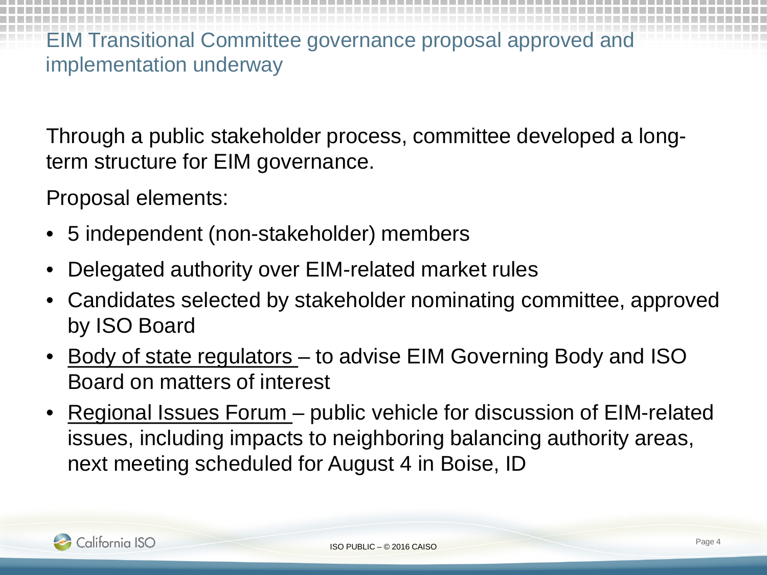# EIM Transitional Committee governance proposal approved and implementation underway

Through a public stakeholder process, committee developed a long-term structure for EIM governance.

Proposal elements:

- 5 independent (non-stakeholder) members
- Delegated authority over EIM-related market rules
- Candidates selected by stakeholder nominating committee, approved by ISO Board
- Body of state regulators – to advise EIM Governing Body and ISO Board on matters of interest
- Regional Issues Forum – public vehicle for discussion of EIM-related issues, including impacts to neighboring balancing authority areas, next meeting scheduled for August 4 in Boise, ID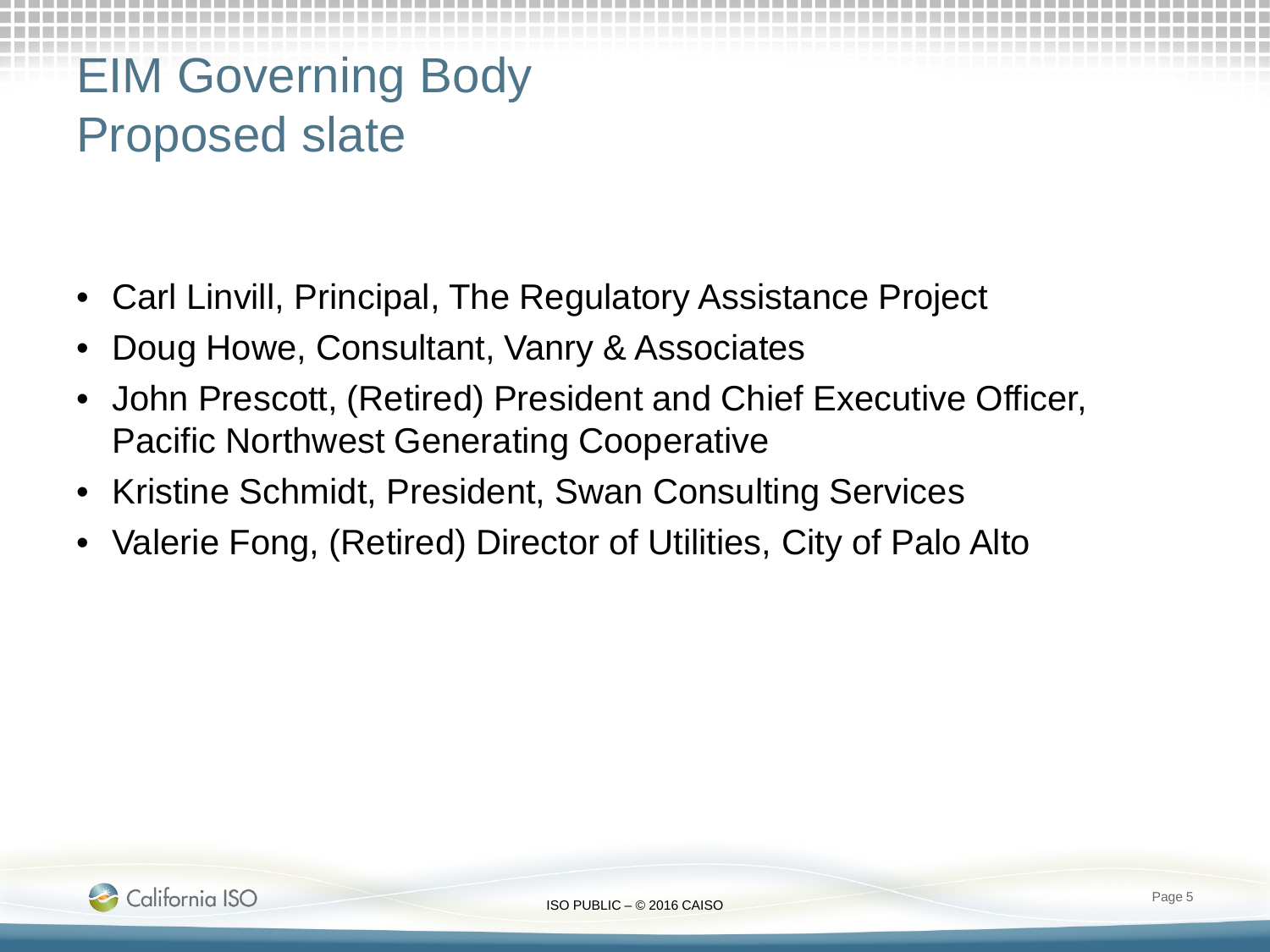# EIM Governing Body
## Proposed slate

- Carl Linvill, Principal, The Regulatory Assistance Project
- Doug Howe, Consultant, Vanry & Associates
- John Prescott, (Retired) President and Chief Executive Officer, Pacific Northwest Generating Cooperative
- Kristine Schmidt, President, Swan Consulting Services
- Valerie Fong, (Retired) Director of Utilities, City of Palo Alto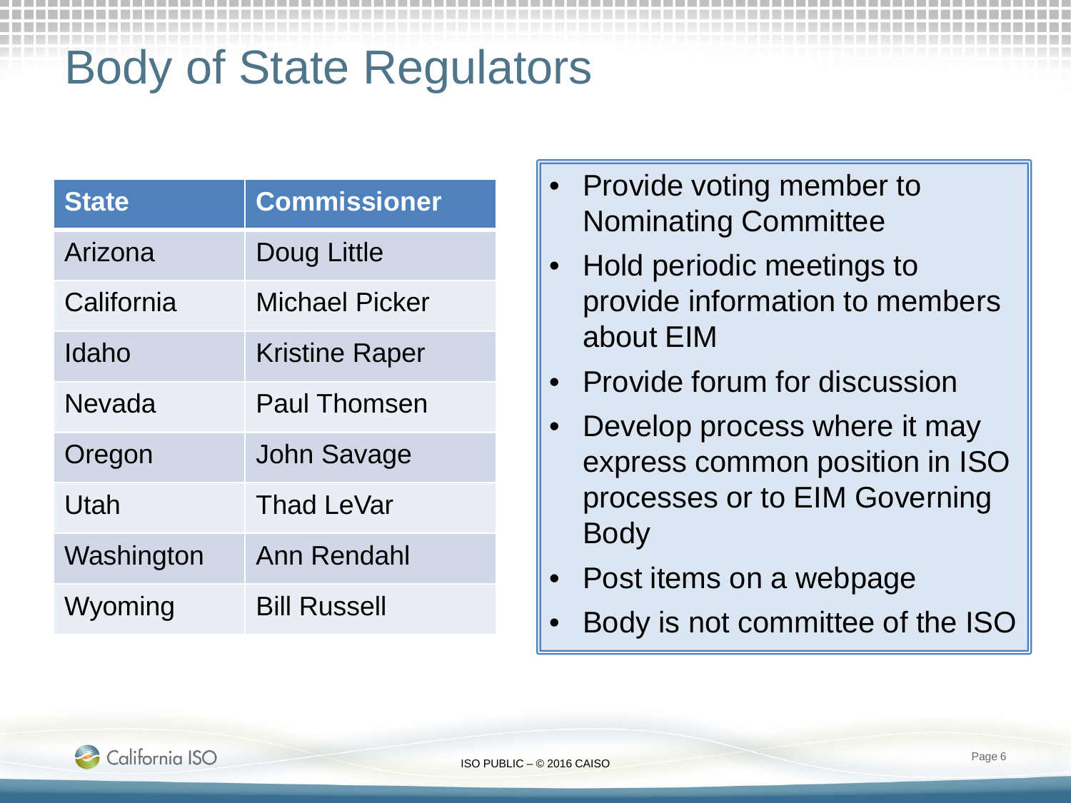# Body of State Regulators

| State | Commissioner |
| --- | --- |
| Arizona | Doug Little |
| California | Michael Picker |
| Idaho | Kristine Raper |
| Nevada | Paul Thomsen |
| Oregon | John Savage |
| Utah | Thad LeVar |
| Washington | Ann Rendahl |
| Wyoming | Bill Russell |

- Provide voting member to Nominating Committee
- Hold periodic meetings to provide information to members about EIM
- Provide forum for discussion
- Develop process where it may express common position in ISO processes or to EIM Governing Body
- Post items on a webpage
- Body is not committee of the ISO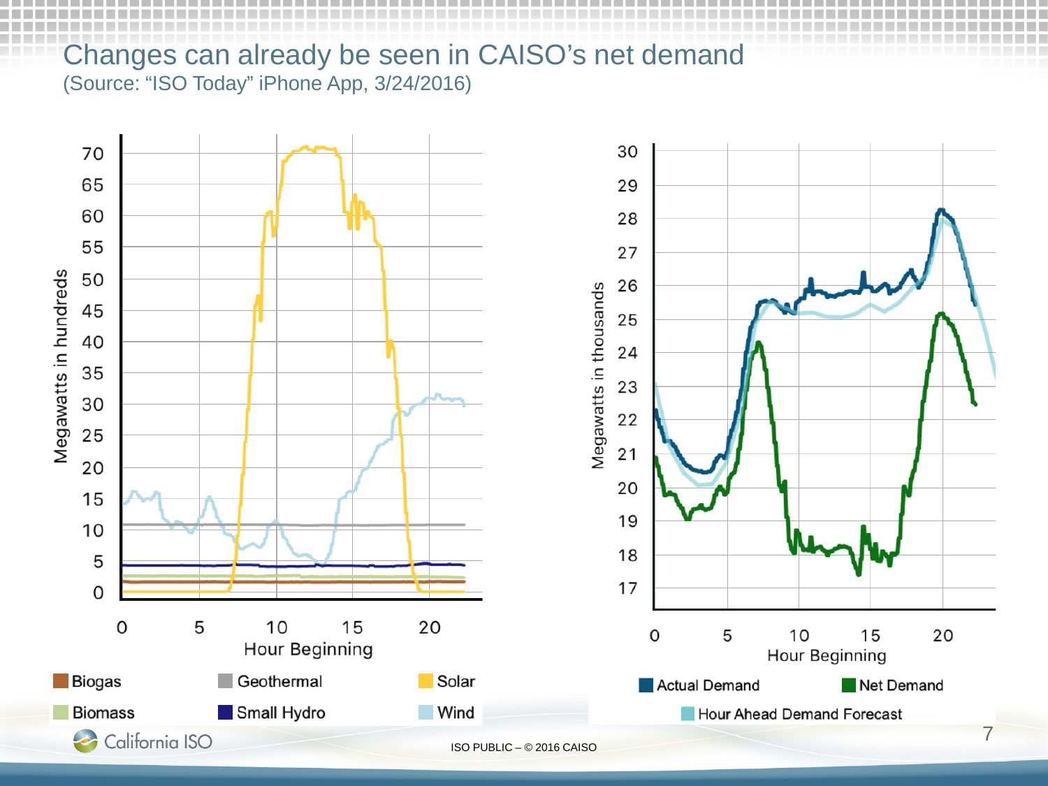# Changes can already be seen in CAISO's net demand

(Source: "ISO Today" iPhone App, 3/24/2016)

Megawatts in hundreds

Hour Beginning

Biogas | Geothermal | Solar
Biomass | Small Hydro | Wind

Megawatts in thousands

Hour Beginning

Actual Demand | Net Demand
Hour Ahead Demand Forecast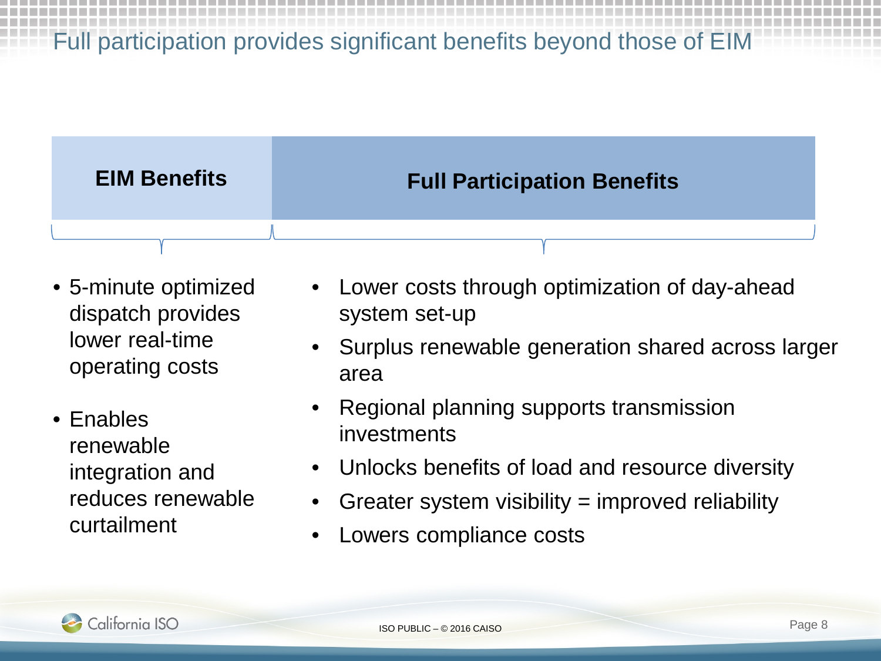# Full participation provides significant benefits beyond those of EIM

## EIM Benefits

- 5-minute optimized dispatch provides lower real-time operating costs
- Enables renewable integration and reduces renewable curtailment

## Full Participation Benefits

- Lower costs through optimization of day-ahead system set-up
- Surplus renewable generation shared across larger area
- Regional planning supports transmission investments
- Unlocks benefits of load and resource diversity
- Greater system visibility = improved reliability
- Lowers compliance costs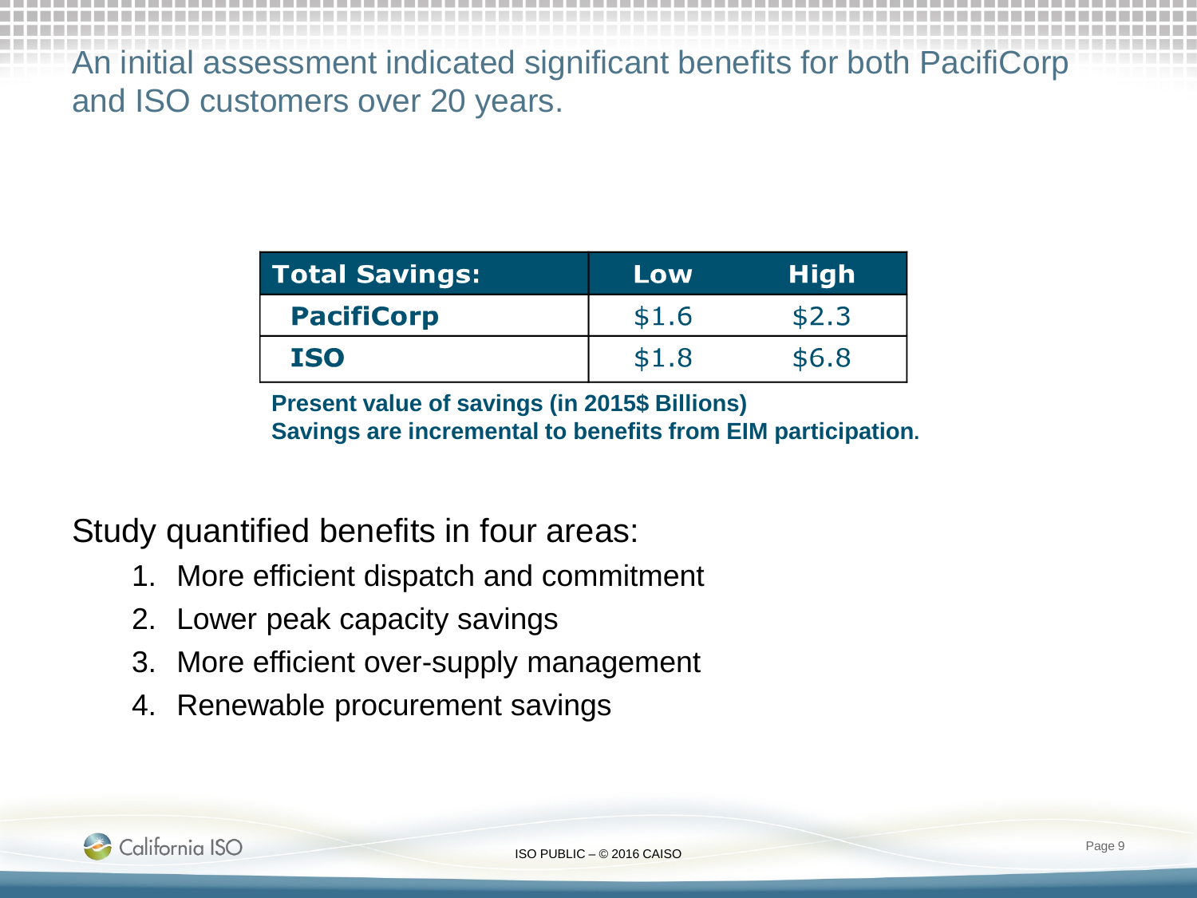## An initial assessment indicated significant benefits for both PacifiCorp and ISO customers over 20 years.

| Total Savings: | Low | High |
|---|---|---|
| **PacifiCorp** | $1.6 | $2.3 |
| **ISO** | $1.8 | $6.8 |

**Present value of savings (in 2015$ Billions)**
**Savings are incremental to benefits from EIM participation.**

Study quantified benefits in four areas:

1. More efficient dispatch and commitment
2. Lower peak capacity savings
3. More efficient over-supply management
4. Renewable procurement savings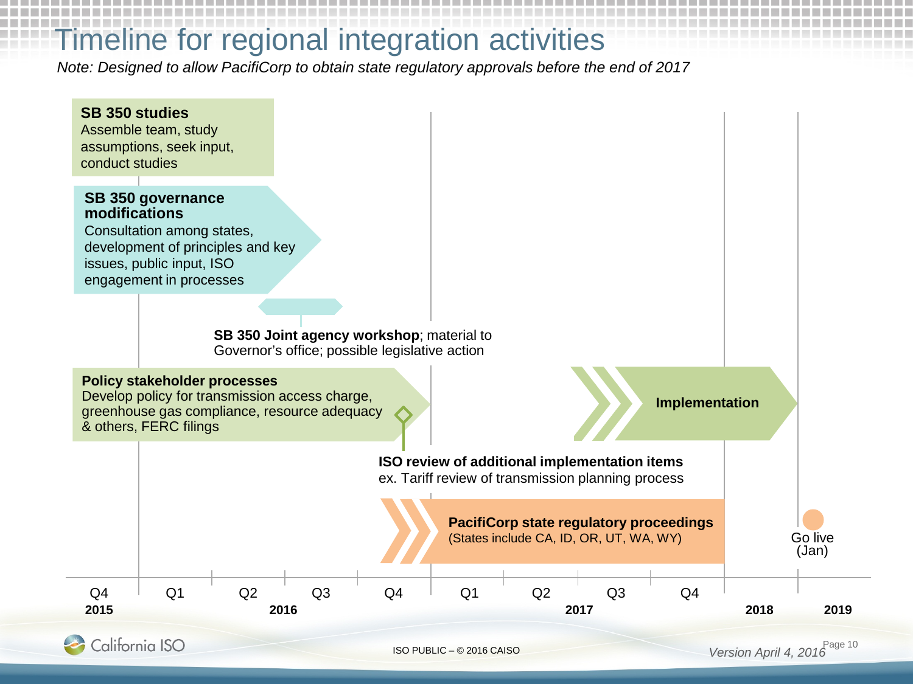# Timeline for regional integration activities

*Note: Designed to allow PacifiCorp to obtain state regulatory approvals before the end of 2017*

**SB 350 studies**
Assemble team, study assumptions, seek input, conduct studies

**SB 350 governance modifications**
Consultation among states, development of principles and key issues, public input, ISO engagement in processes

**SB 350 Joint agency workshop**; material to Governor's office; possible legislative action

**Policy stakeholder processes**
Develop policy for transmission access charge, greenhouse gas compliance, resource adequacy & others, FERC filings

**Implementation**

**ISO review of additional implementation items**
ex. Tariff review of transmission planning process

**PacifiCorp state regulatory proceedings**
(States include CA, ID, OR, UT, WA, WY)

Go live (Jan)

| Q4 | Q1 | Q2 | Q3 | Q4 | Q1 | Q2 | Q3 | Q4 | | |
|---|---|---|---|---|---|---|---|---|---|---|
| 2015 | | 2016 | | | | 2017 | | | 2018 | 2019 |

*Version April 4, 2016*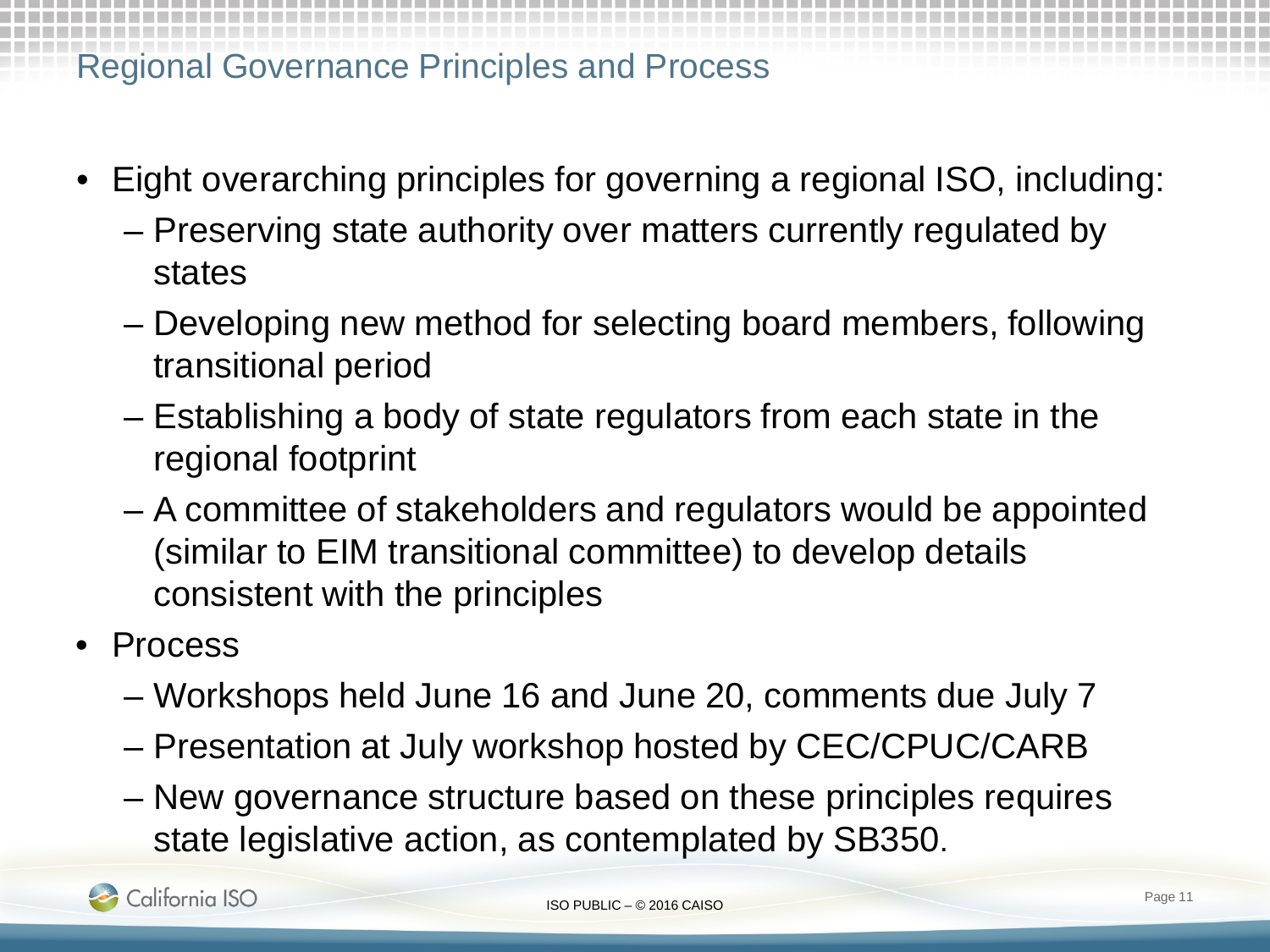# Regional Governance Principles and Process

- Eight overarching principles for governing a regional ISO, including:
  - Preserving state authority over matters currently regulated by states
  - Developing new method for selecting board members, following transitional period
  - Establishing a body of state regulators from each state in the regional footprint
  - A committee of stakeholders and regulators would be appointed (similar to EIM transitional committee) to develop details consistent with the principles
- Process
  - Workshops held June 16 and June 20, comments due July 7
  - Presentation at July workshop hosted by CEC/CPUC/CARB
  - New governance structure based on these principles requires state legislative action, as contemplated by SB350.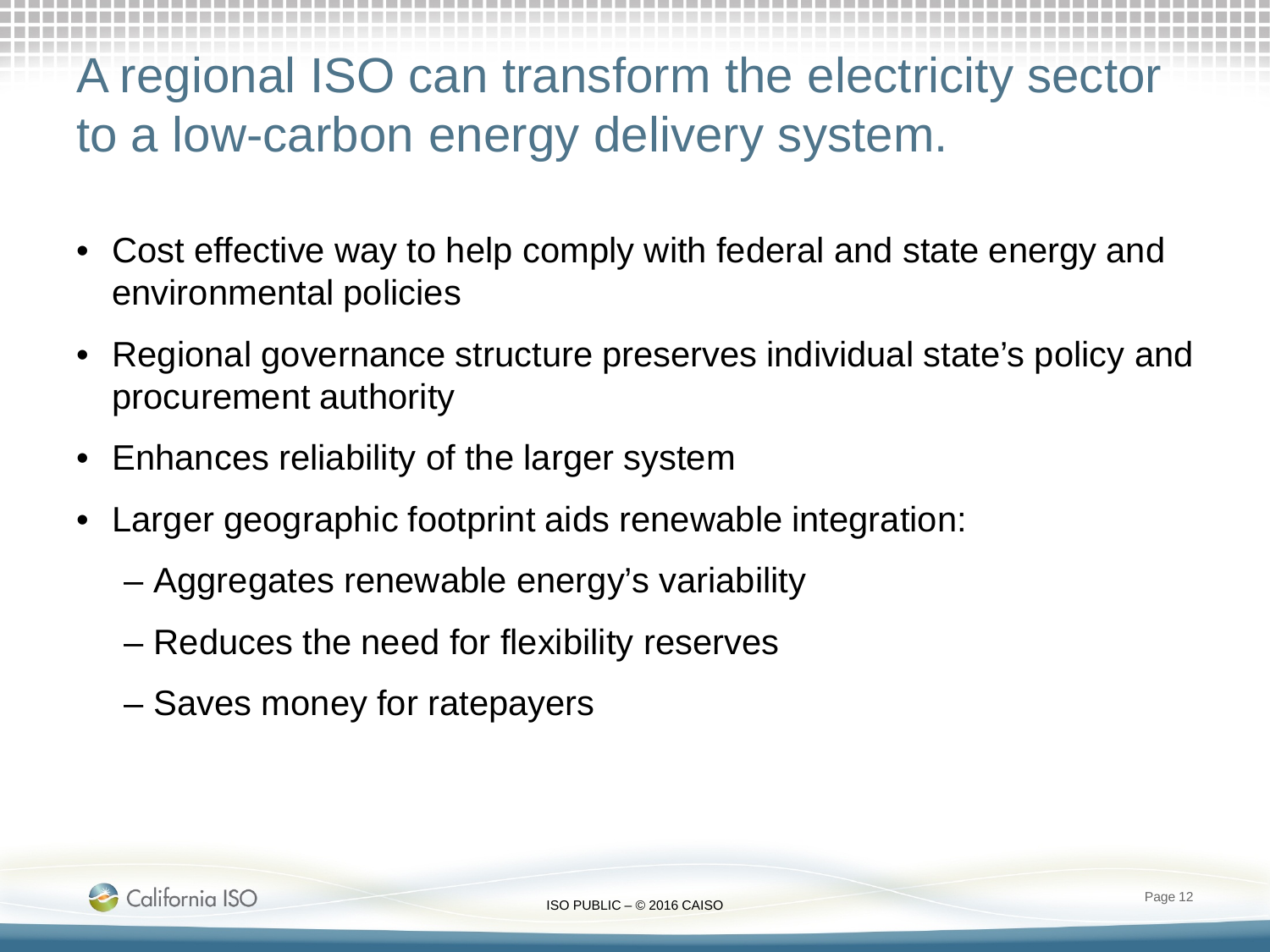# A regional ISO can transform the electricity sector to a low-carbon energy delivery system.

- Cost effective way to help comply with federal and state energy and environmental policies
- Regional governance structure preserves individual state's policy and procurement authority
- Enhances reliability of the larger system
- Larger geographic footprint aids renewable integration:
  - Aggregates renewable energy's variability
  - Reduces the need for flexibility reserves
  - Saves money for ratepayers